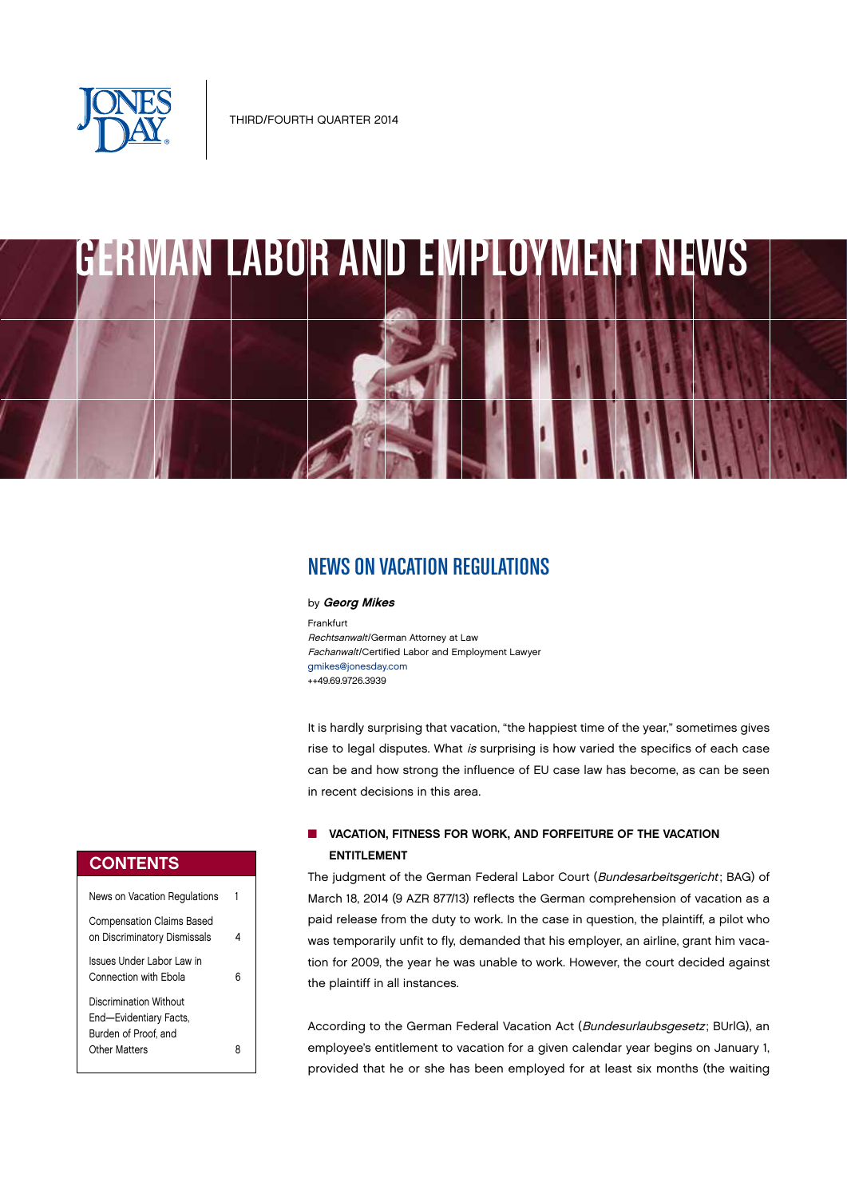THIRD/FOURTH QUARTER 2014

# GERMAN LABOR AND EMPLOYMENT NEWS

## NEWS ON VACATION REGULATIONS

by ***Georg Mikes***

Frankfurt
*Rechtsanwalt*/German Attorney at Law
*Fachanwalt*/Certified Labor and Employment Lawyer
gmikes@jonesday.com
++49.69.9726.3939

It is hardly surprising that vacation, "the happiest time of the year," sometimes gives rise to legal disputes. What *is* surprising is how varied the specifics of each case can be and how strong the influence of EU case law has become, as can be seen in recent decisions in this area.

### VACATION, FITNESS FOR WORK, AND FORFEITURE OF THE VACATION ENTITLEMENT

The judgment of the German Federal Labor Court (*Bundesarbeitsgericht*; BAG) of March 18, 2014 (9 AZR 877/13) reflects the German comprehension of vacation as a paid release from the duty to work. In the case in question, the plaintiff, a pilot who was temporarily unfit to fly, demanded that his employer, an airline, grant him vacation for 2009, the year he was unable to work. However, the court decided against the plaintiff in all instances.

According to the German Federal Vacation Act (*Bundesurlaubsgesetz*; BUrlG), an employee's entitlement to vacation for a given calendar year begins on January 1, provided that he or she has been employed for at least six months (the waiting

**CONTENTS**

| | |
|---|---|
| News on Vacation Regulations | 1 |
| Compensation Claims Based on Discriminatory Dismissals | 4 |
| Issues Under Labor Law in Connection with Ebola | 6 |
| Discrimination Without End—Evidentiary Facts, Burden of Proof, and Other Matters | 8 |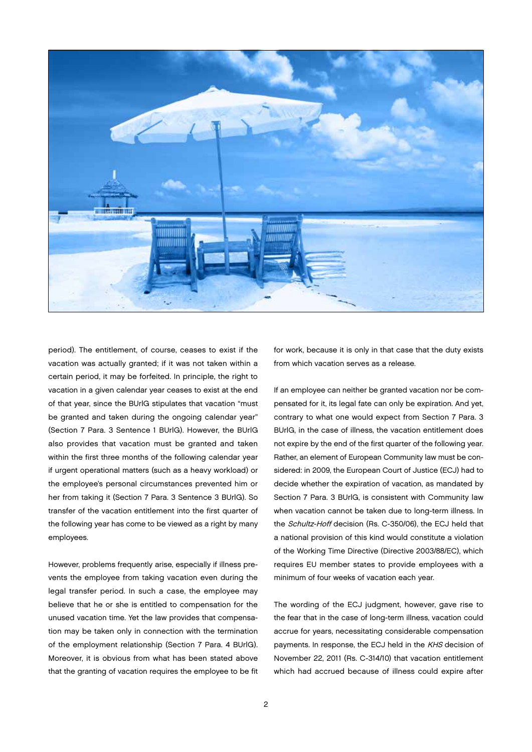period). The entitlement, of course, ceases to exist if the vacation was actually granted; if it was not taken within a certain period, it may be forfeited. In principle, the right to vacation in a given calendar year ceases to exist at the end of that year, since the BUrlG stipulates that vacation "must be granted and taken during the ongoing calendar year" (Section 7 Para. 3 Sentence 1 BUrlG). However, the BUrlG also provides that vacation must be granted and taken within the first three months of the following calendar year if urgent operational matters (such as a heavy workload) or the employee's personal circumstances prevented him or her from taking it (Section 7 Para. 3 Sentence 3 BUrlG). So transfer of the vacation entitlement into the first quarter of the following year has come to be viewed as a right by many employees.

However, problems frequently arise, especially if illness prevents the employee from taking vacation even during the legal transfer period. In such a case, the employee may believe that he or she is entitled to compensation for the unused vacation time. Yet the law provides that compensation may be taken only in connection with the termination of the employment relationship (Section 7 Para. 4 BUrlG). Moreover, it is obvious from what has been stated above that the granting of vacation requires the employee to be fit for work, because it is only in that case that the duty exists from which vacation serves as a release.

If an employee can neither be granted vacation nor be compensated for it, its legal fate can only be expiration. And yet, contrary to what one would expect from Section 7 Para. 3 BUrlG, in the case of illness, the vacation entitlement does not expire by the end of the first quarter of the following year. Rather, an element of European Community law must be considered: in 2009, the European Court of Justice (ECJ) had to decide whether the expiration of vacation, as mandated by Section 7 Para. 3 BUrlG, is consistent with Community law when vacation cannot be taken due to long-term illness. In the *Schultz-Hoff* decision (Rs. C-350/06), the ECJ held that a national provision of this kind would constitute a violation of the Working Time Directive (Directive 2003/88/EC), which requires EU member states to provide employees with a minimum of four weeks of vacation each year.

The wording of the ECJ judgment, however, gave rise to the fear that in the case of long-term illness, vacation could accrue for years, necessitating considerable compensation payments. In response, the ECJ held in the *KHS* decision of November 22, 2011 (Rs. C-314/10) that vacation entitlement which had accrued because of illness could expire after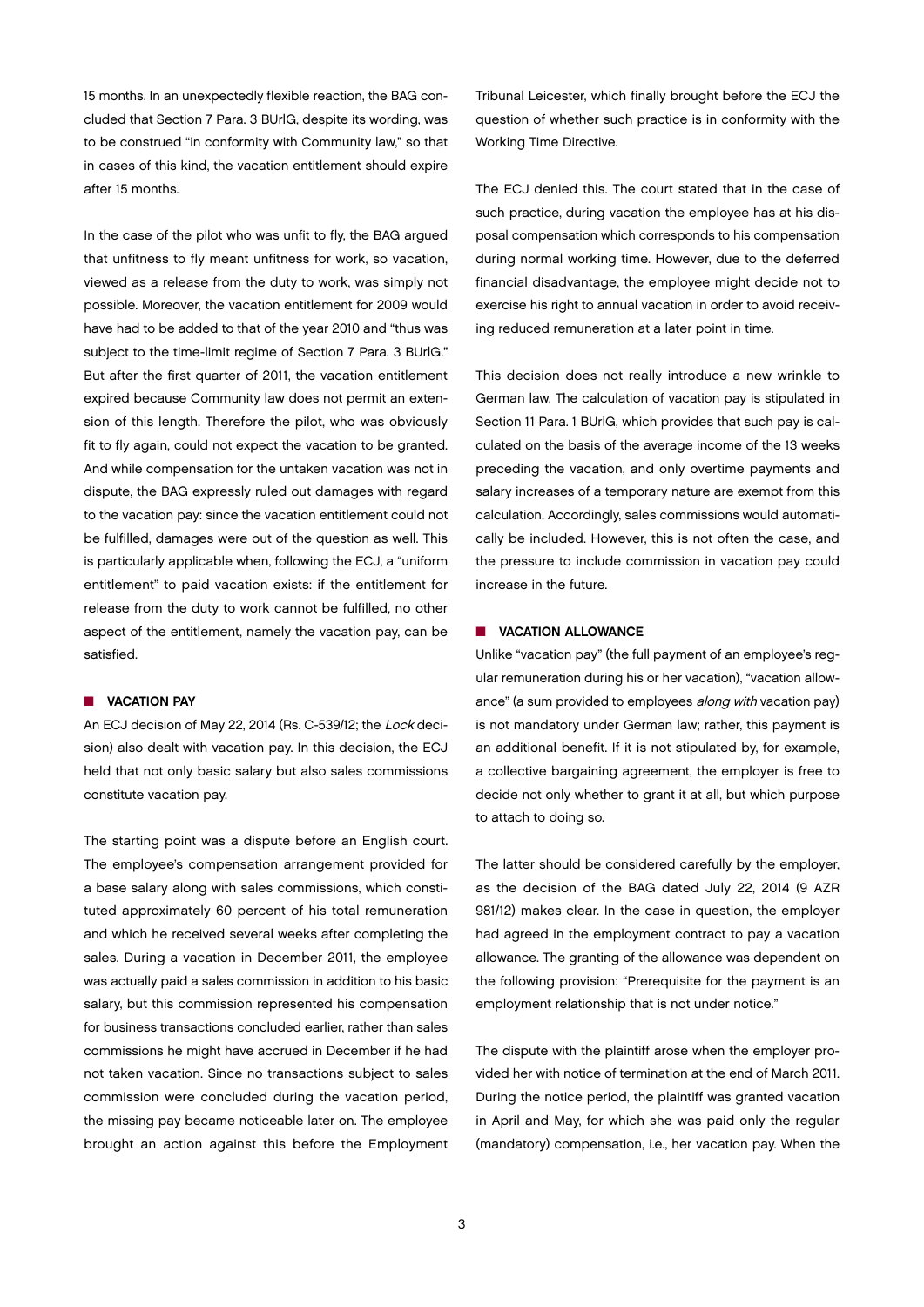15 months. In an unexpectedly flexible reaction, the BAG concluded that Section 7 Para. 3 BUrlG, despite its wording, was to be construed "in conformity with Community law," so that in cases of this kind, the vacation entitlement should expire after 15 months.

In the case of the pilot who was unfit to fly, the BAG argued that unfitness to fly meant unfitness for work, so vacation, viewed as a release from the duty to work, was simply not possible. Moreover, the vacation entitlement for 2009 would have had to be added to that of the year 2010 and "thus was subject to the time-limit regime of Section 7 Para. 3 BUrlG." But after the first quarter of 2011, the vacation entitlement expired because Community law does not permit an extension of this length. Therefore the pilot, who was obviously fit to fly again, could not expect the vacation to be granted. And while compensation for the untaken vacation was not in dispute, the BAG expressly ruled out damages with regard to the vacation pay: since the vacation entitlement could not be fulfilled, damages were out of the question as well. This is particularly applicable when, following the ECJ, a "uniform entitlement" to paid vacation exists: if the entitlement for release from the duty to work cannot be fulfilled, no other aspect of the entitlement, namely the vacation pay, can be satisfied.

## VACATION PAY

An ECJ decision of May 22, 2014 (Rs. C-539/12; the *Lock* decision) also dealt with vacation pay. In this decision, the ECJ held that not only basic salary but also sales commissions constitute vacation pay.

The starting point was a dispute before an English court. The employee's compensation arrangement provided for a base salary along with sales commissions, which constituted approximately 60 percent of his total remuneration and which he received several weeks after completing the sales. During a vacation in December 2011, the employee was actually paid a sales commission in addition to his basic salary, but this commission represented his compensation for business transactions concluded earlier, rather than sales commissions he might have accrued in December if he had not taken vacation. Since no transactions subject to sales commission were concluded during the vacation period, the missing pay became noticeable later on. The employee brought an action against this before the Employment Tribunal Leicester, which finally brought before the ECJ the question of whether such practice is in conformity with the Working Time Directive.

The ECJ denied this. The court stated that in the case of such practice, during vacation the employee has at his disposal compensation which corresponds to his compensation during normal working time. However, due to the deferred financial disadvantage, the employee might decide not to exercise his right to annual vacation in order to avoid receiving reduced remuneration at a later point in time.

This decision does not really introduce a new wrinkle to German law. The calculation of vacation pay is stipulated in Section 11 Para. 1 BUrlG, which provides that such pay is calculated on the basis of the average income of the 13 weeks preceding the vacation, and only overtime payments and salary increases of a temporary nature are exempt from this calculation. Accordingly, sales commissions would automatically be included. However, this is not often the case, and the pressure to include commission in vacation pay could increase in the future.

## VACATION ALLOWANCE

Unlike "vacation pay" (the full payment of an employee's regular remuneration during his or her vacation), "vacation allowance" (a sum provided to employees *along with* vacation pay) is not mandatory under German law; rather, this payment is an additional benefit. If it is not stipulated by, for example, a collective bargaining agreement, the employer is free to decide not only whether to grant it at all, but which purpose to attach to doing so.

The latter should be considered carefully by the employer, as the decision of the BAG dated July 22, 2014 (9 AZR 981/12) makes clear. In the case in question, the employer had agreed in the employment contract to pay a vacation allowance. The granting of the allowance was dependent on the following provision: "Prerequisite for the payment is an employment relationship that is not under notice."

The dispute with the plaintiff arose when the employer provided her with notice of termination at the end of March 2011. During the notice period, the plaintiff was granted vacation in April and May, for which she was paid only the regular (mandatory) compensation, i.e., her vacation pay. When the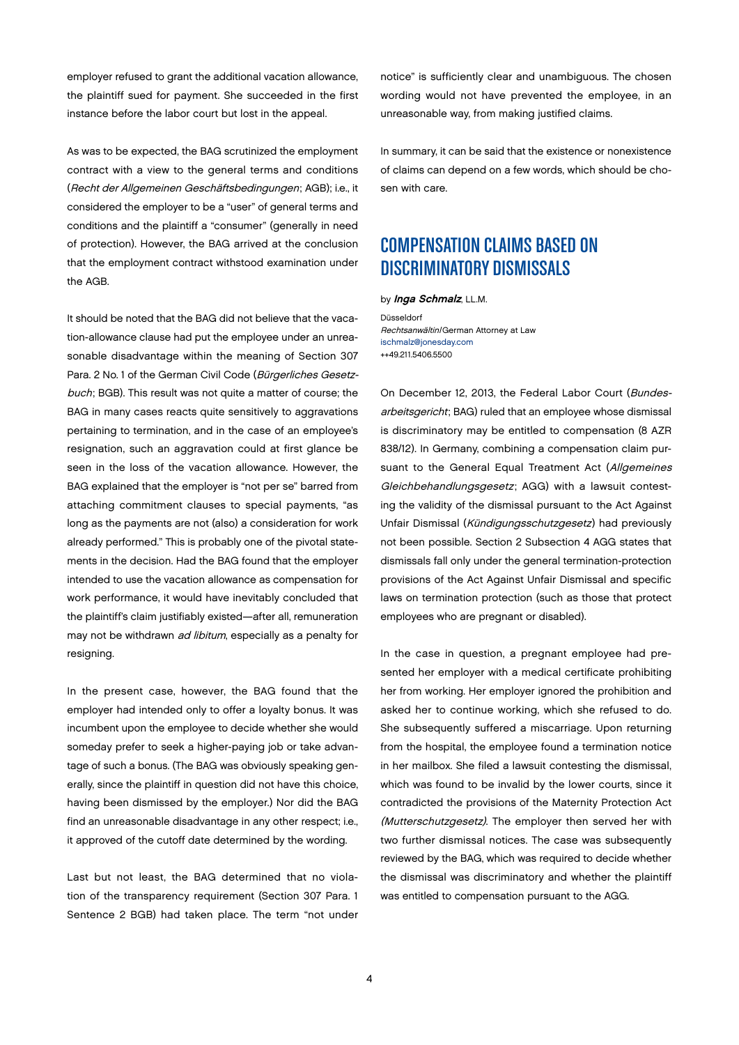employer refused to grant the additional vacation allowance, the plaintiff sued for payment. She succeeded in the first instance before the labor court but lost in the appeal.

As was to be expected, the BAG scrutinized the employment contract with a view to the general terms and conditions (*Recht der Allgemeinen Geschäftsbedingungen*; AGB); i.e., it considered the employer to be a "user" of general terms and conditions and the plaintiff a "consumer" (generally in need of protection). However, the BAG arrived at the conclusion that the employment contract withstood examination under the AGB.

It should be noted that the BAG did not believe that the vacation-allowance clause had put the employee under an unreasonable disadvantage within the meaning of Section 307 Para. 2 No. 1 of the German Civil Code (*Bürgerliches Gesetzbuch*; BGB). This result was not quite a matter of course; the BAG in many cases reacts quite sensitively to aggravations pertaining to termination, and in the case of an employee's resignation, such an aggravation could at first glance be seen in the loss of the vacation allowance. However, the BAG explained that the employer is "not per se" barred from attaching commitment clauses to special payments, "as long as the payments are not (also) a consideration for work already performed." This is probably one of the pivotal statements in the decision. Had the BAG found that the employer intended to use the vacation allowance as compensation for work performance, it would have inevitably concluded that the plaintiff's claim justifiably existed—after all, remuneration may not be withdrawn *ad libitum*, especially as a penalty for resigning.

In the present case, however, the BAG found that the employer had intended only to offer a loyalty bonus. It was incumbent upon the employee to decide whether she would someday prefer to seek a higher-paying job or take advantage of such a bonus. (The BAG was obviously speaking generally, since the plaintiff in question did not have this choice, having been dismissed by the employer.) Nor did the BAG find an unreasonable disadvantage in any other respect; i.e., it approved of the cutoff date determined by the wording.

Last but not least, the BAG determined that no violation of the transparency requirement (Section 307 Para. 1 Sentence 2 BGB) had taken place. The term "not under notice" is sufficiently clear and unambiguous. The chosen wording would not have prevented the employee, in an unreasonable way, from making justified claims.

In summary, it can be said that the existence or nonexistence of claims can depend on a few words, which should be chosen with care.

## COMPENSATION CLAIMS BASED ON DISCRIMINATORY DISMISSALS

by ***Inga Schmalz***, LL.M.

Düsseldorf
*Rechtsanwältin*/German Attorney at Law
ischmalz@jonesday.com
++49.211.5406.5500

On December 12, 2013, the Federal Labor Court (*Bundesarbeitsgericht*; BAG) ruled that an employee whose dismissal is discriminatory may be entitled to compensation (8 AZR 838/12). In Germany, combining a compensation claim pursuant to the General Equal Treatment Act (*Allgemeines Gleichbehandlungsgesetz*; AGG) with a lawsuit contesting the validity of the dismissal pursuant to the Act Against Unfair Dismissal (*Kündigungsschutzgesetz*) had previously not been possible. Section 2 Subsection 4 AGG states that dismissals fall only under the general termination-protection provisions of the Act Against Unfair Dismissal and specific laws on termination protection (such as those that protect employees who are pregnant or disabled).

In the case in question, a pregnant employee had presented her employer with a medical certificate prohibiting her from working. Her employer ignored the prohibition and asked her to continue working, which she refused to do. She subsequently suffered a miscarriage. Upon returning from the hospital, the employee found a termination notice in her mailbox. She filed a lawsuit contesting the dismissal, which was found to be invalid by the lower courts, since it contradicted the provisions of the Maternity Protection Act *(Mutterschutzgesetz)*. The employer then served her with two further dismissal notices. The case was subsequently reviewed by the BAG, which was required to decide whether the dismissal was discriminatory and whether the plaintiff was entitled to compensation pursuant to the AGG.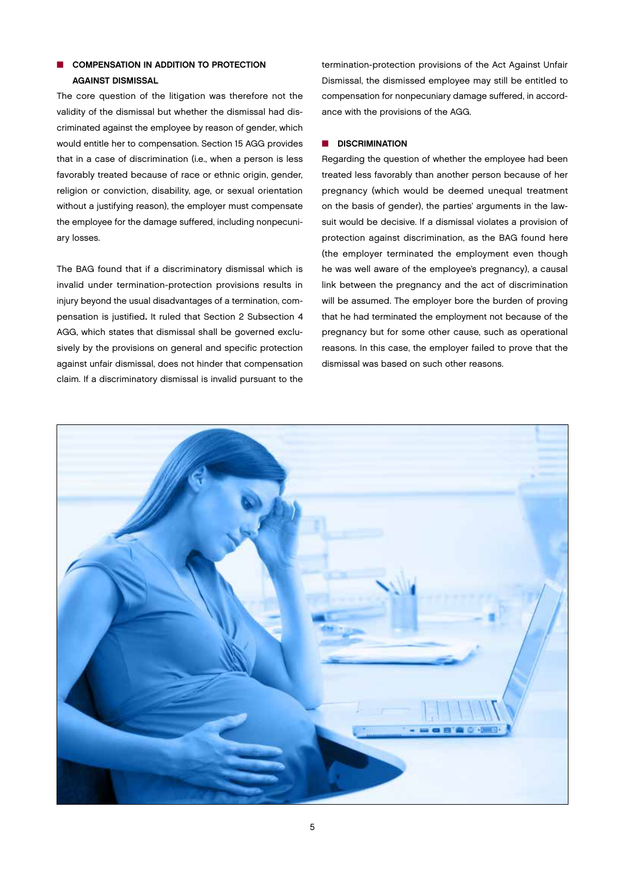## COMPENSATION IN ADDITION TO PROTECTION AGAINST DISMISSAL

The core question of the litigation was therefore not the validity of the dismissal but whether the dismissal had discriminated against the employee by reason of gender, which would entitle her to compensation. Section 15 AGG provides that in a case of discrimination (i.e., when a person is less favorably treated because of race or ethnic origin, gender, religion or conviction, disability, age, or sexual orientation without a justifying reason), the employer must compensate the employee for the damage suffered, including nonpecuniary losses.

The BAG found that if a discriminatory dismissal which is invalid under termination-protection provisions results in injury beyond the usual disadvantages of a termination, compensation is justified**.** It ruled that Section 2 Subsection 4 AGG, which states that dismissal shall be governed exclusively by the provisions on general and specific protection against unfair dismissal, does not hinder that compensation claim. If a discriminatory dismissal is invalid pursuant to the termination-protection provisions of the Act Against Unfair Dismissal, the dismissed employee may still be entitled to compensation for nonpecuniary damage suffered, in accordance with the provisions of the AGG.

## DISCRIMINATION

Regarding the question of whether the employee had been treated less favorably than another person because of her pregnancy (which would be deemed unequal treatment on the basis of gender), the parties' arguments in the lawsuit would be decisive. If a dismissal violates a provision of protection against discrimination, as the BAG found here (the employer terminated the employment even though he was well aware of the employee's pregnancy), a causal link between the pregnancy and the act of discrimination will be assumed. The employer bore the burden of proving that he had terminated the employment not because of the pregnancy but for some other cause, such as operational reasons. In this case, the employer failed to prove that the dismissal was based on such other reasons.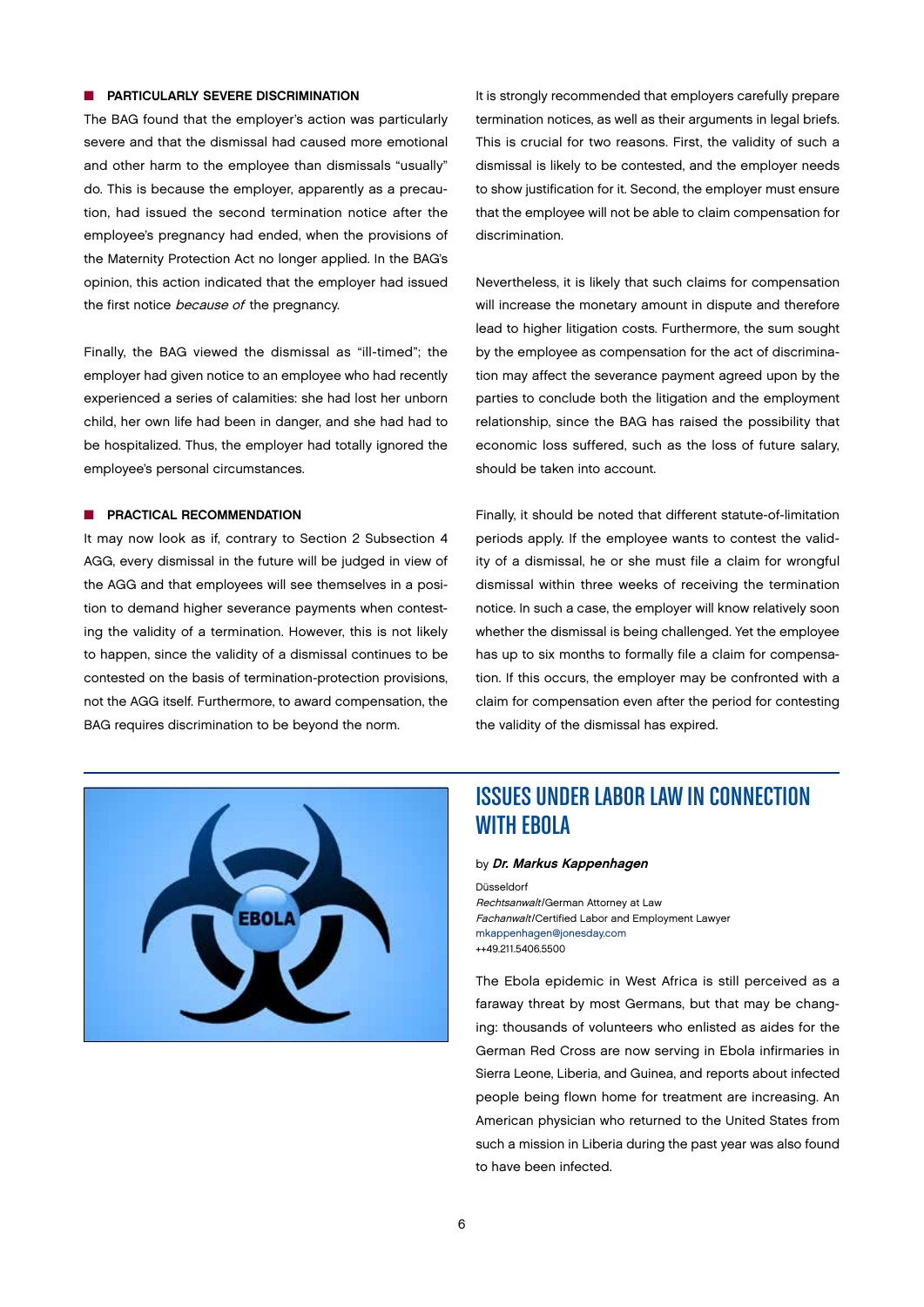### PARTICULARLY SEVERE DISCRIMINATION

The BAG found that the employer's action was particularly severe and that the dismissal had caused more emotional and other harm to the employee than dismissals "usually" do. This is because the employer, apparently as a precaution, had issued the second termination notice after the employee's pregnancy had ended, when the provisions of the Maternity Protection Act no longer applied. In the BAG's opinion, this action indicated that the employer had issued the first notice *because of* the pregnancy.

Finally, the BAG viewed the dismissal as "ill-timed"; the employer had given notice to an employee who had recently experienced a series of calamities: she had lost her unborn child, her own life had been in danger, and she had had to be hospitalized. Thus, the employer had totally ignored the employee's personal circumstances.

### PRACTICAL RECOMMENDATION

It may now look as if, contrary to Section 2 Subsection 4 AGG, every dismissal in the future will be judged in view of the AGG and that employees will see themselves in a position to demand higher severance payments when contesting the validity of a termination. However, this is not likely to happen, since the validity of a dismissal continues to be contested on the basis of termination-protection provisions, not the AGG itself. Furthermore, to award compensation, the BAG requires discrimination to be beyond the norm.

It is strongly recommended that employers carefully prepare termination notices, as well as their arguments in legal briefs. This is crucial for two reasons. First, the validity of such a dismissal is likely to be contested, and the employer needs to show justification for it. Second, the employer must ensure that the employee will not be able to claim compensation for discrimination.

Nevertheless, it is likely that such claims for compensation will increase the monetary amount in dispute and therefore lead to higher litigation costs. Furthermore, the sum sought by the employee as compensation for the act of discrimination may affect the severance payment agreed upon by the parties to conclude both the litigation and the employment relationship, since the BAG has raised the possibility that economic loss suffered, such as the loss of future salary, should be taken into account.

Finally, it should be noted that different statute-of-limitation periods apply. If the employee wants to contest the validity of a dismissal, he or she must file a claim for wrongful dismissal within three weeks of receiving the termination notice. In such a case, the employer will know relatively soon whether the dismissal is being challenged. Yet the employee has up to six months to formally file a claim for compensation. If this occurs, the employer may be confronted with a claim for compensation even after the period for contesting the validity of the dismissal has expired.

## ISSUES UNDER LABOR LAW IN CONNECTION WITH EBOLA

by ***Dr. Markus Kappenhagen***

Düsseldorf
*Rechtsanwalt*/German Attorney at Law
*Fachanwalt*/Certified Labor and Employment Lawyer
mkappenhagen@jonesday.com
++49.211.5406.5500

The Ebola epidemic in West Africa is still perceived as a faraway threat by most Germans, but that may be changing: thousands of volunteers who enlisted as aides for the German Red Cross are now serving in Ebola infirmaries in Sierra Leone, Liberia, and Guinea, and reports about infected people being flown home for treatment are increasing. An American physician who returned to the United States from such a mission in Liberia during the past year was also found to have been infected.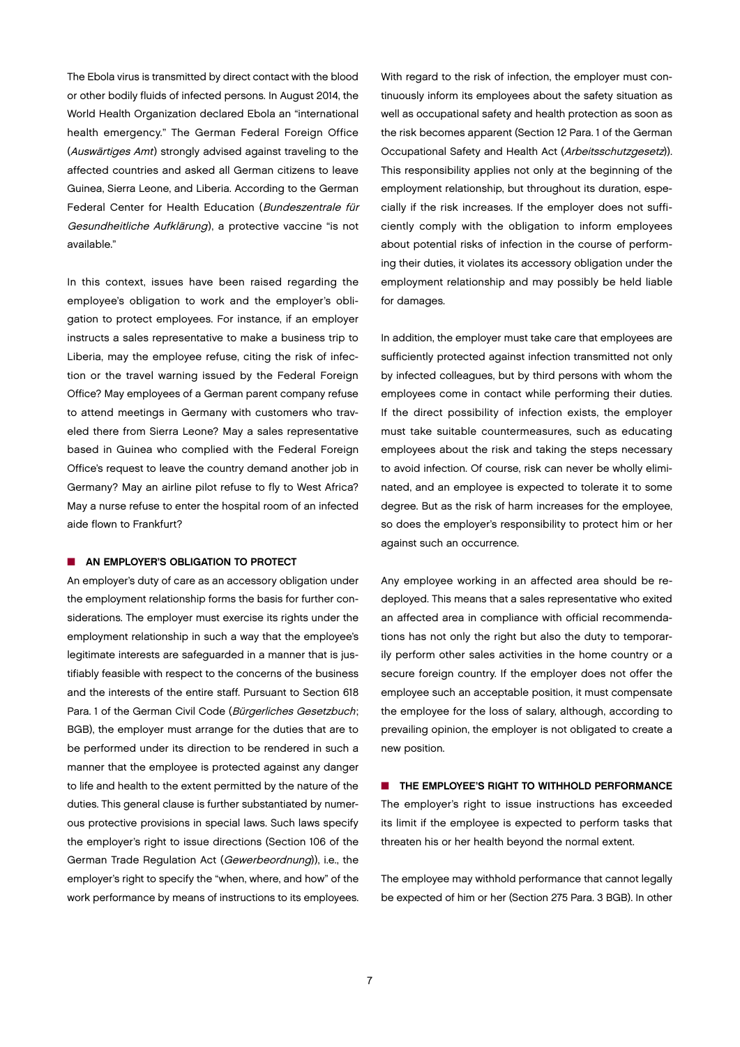The Ebola virus is transmitted by direct contact with the blood or other bodily fluids of infected persons. In August 2014, the World Health Organization declared Ebola an "international health emergency." The German Federal Foreign Office (*Auswärtiges Amt*) strongly advised against traveling to the affected countries and asked all German citizens to leave Guinea, Sierra Leone, and Liberia. According to the German Federal Center for Health Education (*Bundeszentrale für Gesundheitliche Aufklärung*), a protective vaccine "is not available."

In this context, issues have been raised regarding the employee's obligation to work and the employer's obligation to protect employees. For instance, if an employer instructs a sales representative to make a business trip to Liberia, may the employee refuse, citing the risk of infection or the travel warning issued by the Federal Foreign Office? May employees of a German parent company refuse to attend meetings in Germany with customers who traveled there from Sierra Leone? May a sales representative based in Guinea who complied with the Federal Foreign Office's request to leave the country demand another job in Germany? May an airline pilot refuse to fly to West Africa? May a nurse refuse to enter the hospital room of an infected aide flown to Frankfurt?

## AN EMPLOYER'S OBLIGATION TO PROTECT

An employer's duty of care as an accessory obligation under the employment relationship forms the basis for further considerations. The employer must exercise its rights under the employment relationship in such a way that the employee's legitimate interests are safeguarded in a manner that is justifiably feasible with respect to the concerns of the business and the interests of the entire staff. Pursuant to Section 618 Para. 1 of the German Civil Code (*Bürgerliches Gesetzbuch*; BGB), the employer must arrange for the duties that are to be performed under its direction to be rendered in such a manner that the employee is protected against any danger to life and health to the extent permitted by the nature of the duties. This general clause is further substantiated by numerous protective provisions in special laws. Such laws specify the employer's right to issue directions (Section 106 of the German Trade Regulation Act (*Gewerbeordnung*)), i.e., the employer's right to specify the "when, where, and how" of the work performance by means of instructions to its employees.

With regard to the risk of infection, the employer must continuously inform its employees about the safety situation as well as occupational safety and health protection as soon as the risk becomes apparent (Section 12 Para. 1 of the German Occupational Safety and Health Act (*Arbeitsschutzgesetz*)). This responsibility applies not only at the beginning of the employment relationship, but throughout its duration, especially if the risk increases. If the employer does not sufficiently comply with the obligation to inform employees about potential risks of infection in the course of performing their duties, it violates its accessory obligation under the employment relationship and may possibly be held liable for damages.

In addition, the employer must take care that employees are sufficiently protected against infection transmitted not only by infected colleagues, but by third persons with whom the employees come in contact while performing their duties. If the direct possibility of infection exists, the employer must take suitable countermeasures, such as educating employees about the risk and taking the steps necessary to avoid infection. Of course, risk can never be wholly eliminated, and an employee is expected to tolerate it to some degree. But as the risk of harm increases for the employee, so does the employer's responsibility to protect him or her against such an occurrence.

Any employee working in an affected area should be redeployed. This means that a sales representative who exited an affected area in compliance with official recommendations has not only the right but also the duty to temporarily perform other sales activities in the home country or a secure foreign country. If the employer does not offer the employee such an acceptable position, it must compensate the employee for the loss of salary, although, according to prevailing opinion, the employer is not obligated to create a new position.

## THE EMPLOYEE'S RIGHT TO WITHHOLD PERFORMANCE

The employer's right to issue instructions has exceeded its limit if the employee is expected to perform tasks that threaten his or her health beyond the normal extent.

The employee may withhold performance that cannot legally be expected of him or her (Section 275 Para. 3 BGB). In other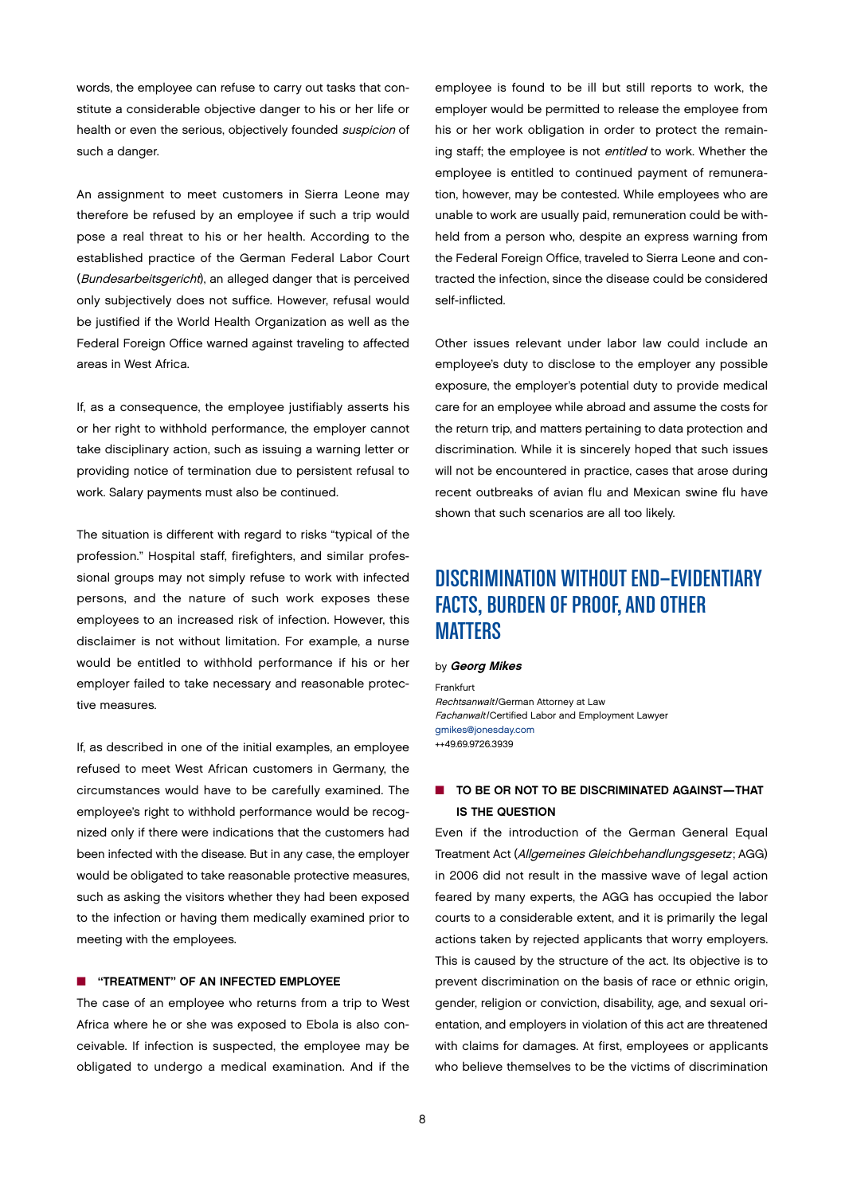words, the employee can refuse to carry out tasks that constitute a considerable objective danger to his or her life or health or even the serious, objectively founded *suspicion* of such a danger.

An assignment to meet customers in Sierra Leone may therefore be refused by an employee if such a trip would pose a real threat to his or her health. According to the established practice of the German Federal Labor Court (*Bundesarbeitsgericht*), an alleged danger that is perceived only subjectively does not suffice. However, refusal would be justified if the World Health Organization as well as the Federal Foreign Office warned against traveling to affected areas in West Africa.

If, as a consequence, the employee justifiably asserts his or her right to withhold performance, the employer cannot take disciplinary action, such as issuing a warning letter or providing notice of termination due to persistent refusal to work. Salary payments must also be continued.

The situation is different with regard to risks "typical of the profession." Hospital staff, firefighters, and similar professional groups may not simply refuse to work with infected persons, and the nature of such work exposes these employees to an increased risk of infection. However, this disclaimer is not without limitation. For example, a nurse would be entitled to withhold performance if his or her employer failed to take necessary and reasonable protective measures.

If, as described in one of the initial examples, an employee refused to meet West African customers in Germany, the circumstances would have to be carefully examined. The employee's right to withhold performance would be recognized only if there were indications that the customers had been infected with the disease. But in any case, the employer would be obligated to take reasonable protective measures, such as asking the visitors whether they had been exposed to the infection or having them medically examined prior to meeting with the employees.

### "TREATMENT" OF AN INFECTED EMPLOYEE

The case of an employee who returns from a trip to West Africa where he or she was exposed to Ebola is also conceivable. If infection is suspected, the employee may be obligated to undergo a medical examination. And if the employee is found to be ill but still reports to work, the employer would be permitted to release the employee from his or her work obligation in order to protect the remaining staff; the employee is not *entitled* to work. Whether the employee is entitled to continued payment of remuneration, however, may be contested. While employees who are unable to work are usually paid, remuneration could be withheld from a person who, despite an express warning from the Federal Foreign Office, traveled to Sierra Leone and contracted the infection, since the disease could be considered self-inflicted.

Other issues relevant under labor law could include an employee's duty to disclose to the employer any possible exposure, the employer's potential duty to provide medical care for an employee while abroad and assume the costs for the return trip, and matters pertaining to data protection and discrimination. While it is sincerely hoped that such issues will not be encountered in practice, cases that arose during recent outbreaks of avian flu and Mexican swine flu have shown that such scenarios are all too likely.

## DISCRIMINATION WITHOUT END—EVIDENTIARY FACTS, BURDEN OF PROOF, AND OTHER MATTERS

by ***Georg Mikes***

Frankfurt
*Rechtsanwalt*/German Attorney at Law
*Fachanwalt*/Certified Labor and Employment Lawyer
gmikes@jonesday.com
++49.69.9726.3939

### TO BE OR NOT TO BE DISCRIMINATED AGAINST—THAT IS THE QUESTION

Even if the introduction of the German General Equal Treatment Act (*Allgemeines Gleichbehandlungsgesetz*; AGG) in 2006 did not result in the massive wave of legal action feared by many experts, the AGG has occupied the labor courts to a considerable extent, and it is primarily the legal actions taken by rejected applicants that worry employers. This is caused by the structure of the act. Its objective is to prevent discrimination on the basis of race or ethnic origin, gender, religion or conviction, disability, age, and sexual orientation, and employers in violation of this act are threatened with claims for damages. At first, employees or applicants who believe themselves to be the victims of discrimination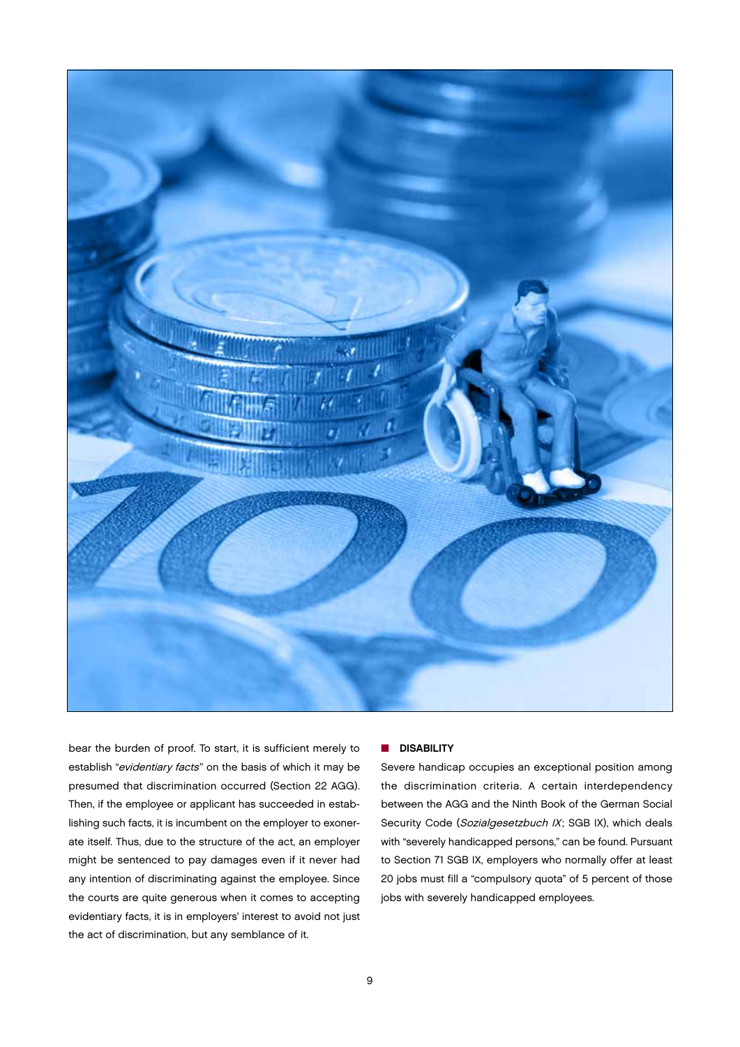bear the burden of proof. To start, it is sufficient merely to establish "*evidentiary facts*" on the basis of which it may be presumed that discrimination occurred (Section 22 AGG). Then, if the employee or applicant has succeeded in establishing such facts, it is incumbent on the employer to exonerate itself. Thus, due to the structure of the act, an employer might be sentenced to pay damages even if it never had any intention of discriminating against the employee. Since the courts are quite generous when it comes to accepting evidentiary facts, it is in employers' interest to avoid not just the act of discrimination, but any semblance of it.

### DISABILITY

Severe handicap occupies an exceptional position among the discrimination criteria. A certain interdependency between the AGG and the Ninth Book of the German Social Security Code (*Sozialgesetzbuch IX*; SGB IX), which deals with "severely handicapped persons," can be found. Pursuant to Section 71 SGB IX, employers who normally offer at least 20 jobs must fill a "compulsory quota" of 5 percent of those jobs with severely handicapped employees.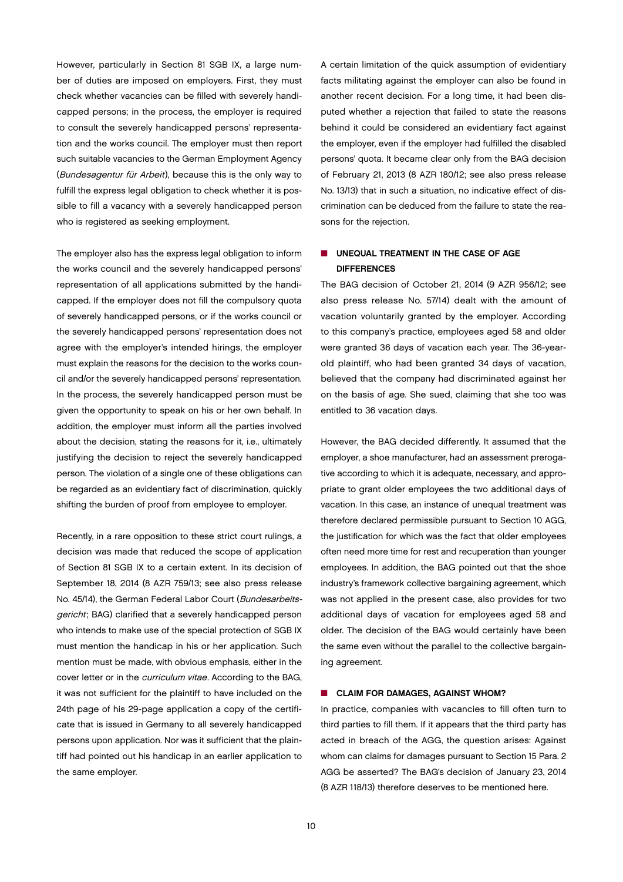However, particularly in Section 81 SGB IX, a large number of duties are imposed on employers. First, they must check whether vacancies can be filled with severely handicapped persons; in the process, the employer is required to consult the severely handicapped persons' representation and the works council. The employer must then report such suitable vacancies to the German Employment Agency (*Bundesagentur für Arbeit*), because this is the only way to fulfill the express legal obligation to check whether it is possible to fill a vacancy with a severely handicapped person who is registered as seeking employment.

The employer also has the express legal obligation to inform the works council and the severely handicapped persons' representation of all applications submitted by the handicapped. If the employer does not fill the compulsory quota of severely handicapped persons, or if the works council or the severely handicapped persons' representation does not agree with the employer's intended hirings, the employer must explain the reasons for the decision to the works council and/or the severely handicapped persons' representation. In the process, the severely handicapped person must be given the opportunity to speak on his or her own behalf. In addition, the employer must inform all the parties involved about the decision, stating the reasons for it, i.e., ultimately justifying the decision to reject the severely handicapped person. The violation of a single one of these obligations can be regarded as an evidentiary fact of discrimination, quickly shifting the burden of proof from employee to employer.

Recently, in a rare opposition to these strict court rulings, a decision was made that reduced the scope of application of Section 81 SGB IX to a certain extent. In its decision of September 18, 2014 (8 AZR 759/13; see also press release No. 45/14), the German Federal Labor Court (*Bundesarbeitsgericht*; BAG) clarified that a severely handicapped person who intends to make use of the special protection of SGB IX must mention the handicap in his or her application. Such mention must be made, with obvious emphasis, either in the cover letter or in the *curriculum vitae*. According to the BAG, it was not sufficient for the plaintiff to have included on the 24th page of his 29-page application a copy of the certificate that is issued in Germany to all severely handicapped persons upon application. Nor was it sufficient that the plaintiff had pointed out his handicap in an earlier application to the same employer.

A certain limitation of the quick assumption of evidentiary facts militating against the employer can also be found in another recent decision. For a long time, it had been disputed whether a rejection that failed to state the reasons behind it could be considered an evidentiary fact against the employer, even if the employer had fulfilled the disabled persons' quota. It became clear only from the BAG decision of February 21, 2013 (8 AZR 180/12; see also press release No. 13/13) that in such a situation, no indicative effect of discrimination can be deduced from the failure to state the reasons for the rejection.

## UNEQUAL TREATMENT IN THE CASE OF AGE DIFFERENCES

The BAG decision of October 21, 2014 (9 AZR 956/12; see also press release No. 57/14) dealt with the amount of vacation voluntarily granted by the employer. According to this company's practice, employees aged 58 and older were granted 36 days of vacation each year. The 36-year-old plaintiff, who had been granted 34 days of vacation, believed that the company had discriminated against her on the basis of age. She sued, claiming that she too was entitled to 36 vacation days.

However, the BAG decided differently. It assumed that the employer, a shoe manufacturer, had an assessment prerogative according to which it is adequate, necessary, and appropriate to grant older employees the two additional days of vacation. In this case, an instance of unequal treatment was therefore declared permissible pursuant to Section 10 AGG, the justification for which was the fact that older employees often need more time for rest and recuperation than younger employees. In addition, the BAG pointed out that the shoe industry's framework collective bargaining agreement, which was not applied in the present case, also provides for two additional days of vacation for employees aged 58 and older. The decision of the BAG would certainly have been the same even without the parallel to the collective bargaining agreement.

## CLAIM FOR DAMAGES, AGAINST WHOM?

In practice, companies with vacancies to fill often turn to third parties to fill them. If it appears that the third party has acted in breach of the AGG, the question arises: Against whom can claims for damages pursuant to Section 15 Para. 2 AGG be asserted? The BAG's decision of January 23, 2014 (8 AZR 118/13) therefore deserves to be mentioned here.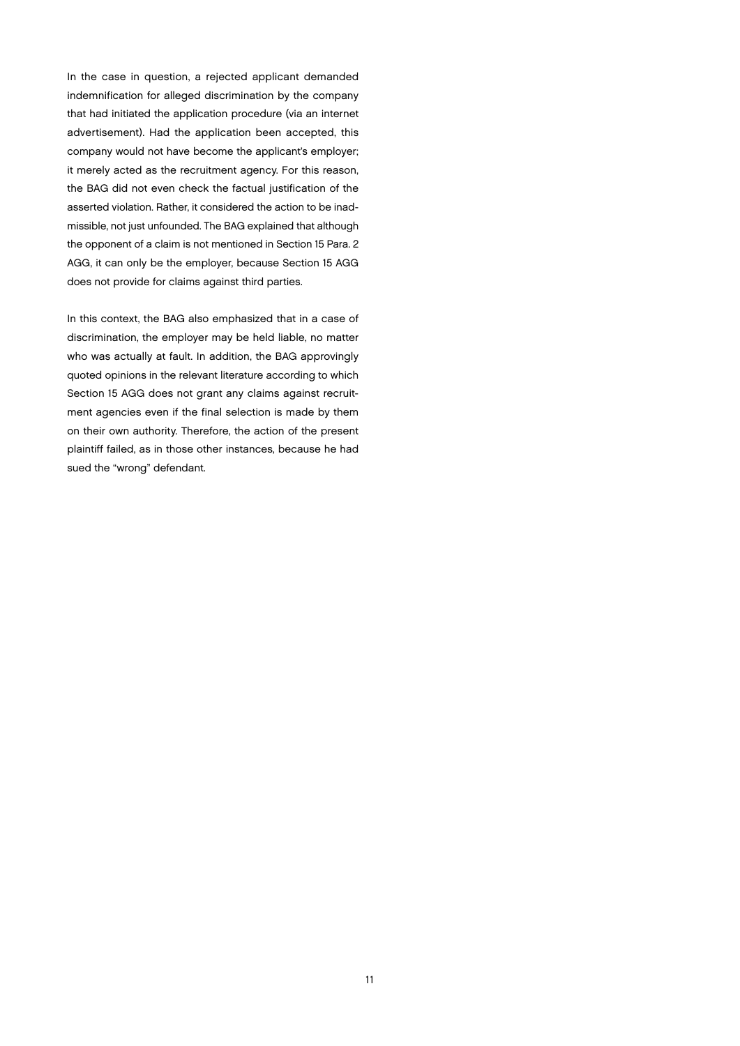In the case in question, a rejected applicant demanded indemnification for alleged discrimination by the company that had initiated the application procedure (via an internet advertisement). Had the application been accepted, this company would not have become the applicant's employer; it merely acted as the recruitment agency. For this reason, the BAG did not even check the factual justification of the asserted violation. Rather, it considered the action to be inadmissible, not just unfounded. The BAG explained that although the opponent of a claim is not mentioned in Section 15 Para. 2 AGG, it can only be the employer, because Section 15 AGG does not provide for claims against third parties.

In this context, the BAG also emphasized that in a case of discrimination, the employer may be held liable, no matter who was actually at fault. In addition, the BAG approvingly quoted opinions in the relevant literature according to which Section 15 AGG does not grant any claims against recruitment agencies even if the final selection is made by them on their own authority. Therefore, the action of the present plaintiff failed, as in those other instances, because he had sued the "wrong" defendant.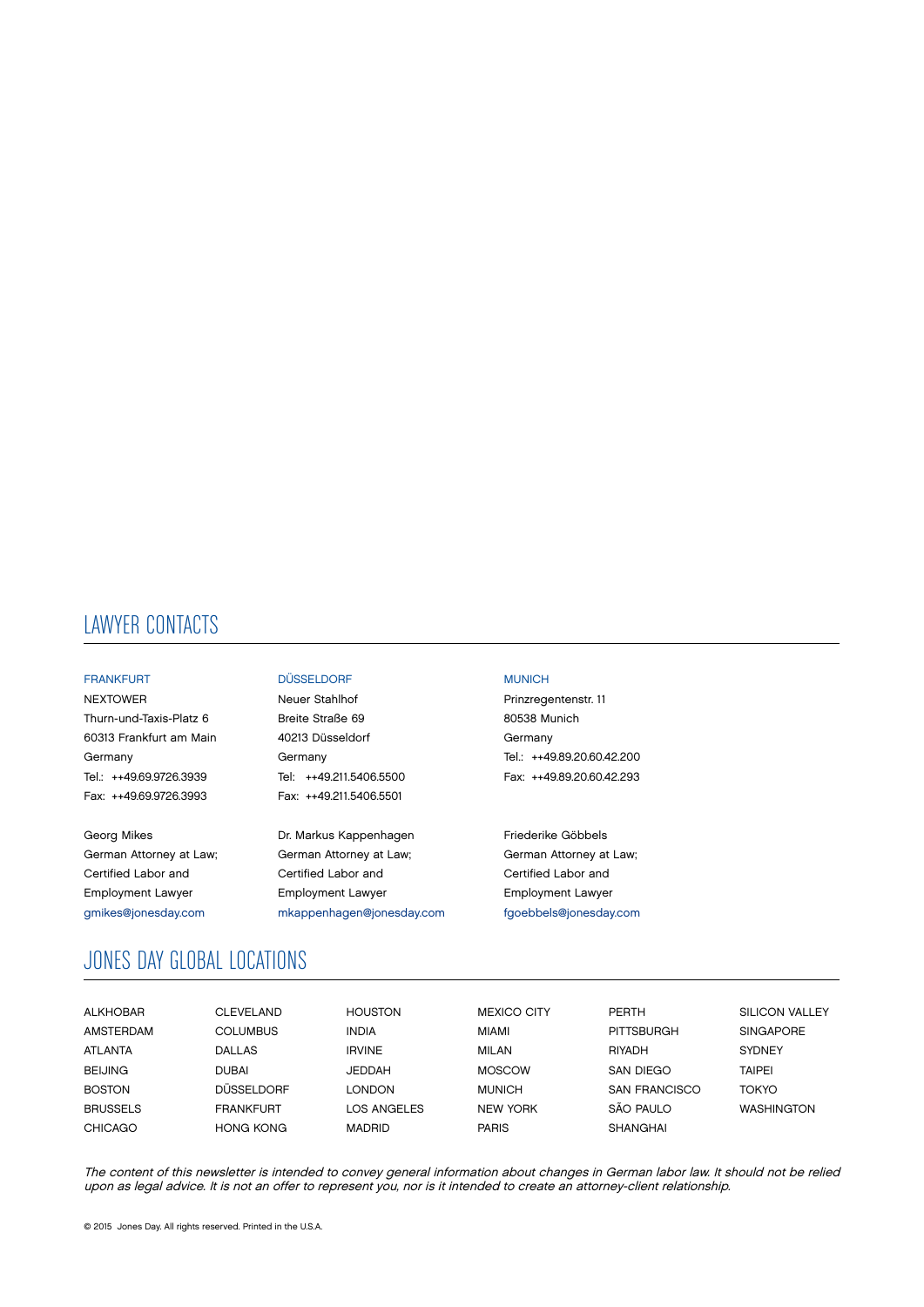## LAWYER CONTACTS

FRANKFURT
NEXTOWER
Thurn-und-Taxis-Platz 6
60313 Frankfurt am Main
Germany
Tel.: ++49.69.9726.3939
Fax: ++49.69.9726.3993

Georg Mikes
German Attorney at Law;
Certified Labor and
Employment Lawyer
gmikes@jonesday.com

DÜSSELDORF
Neuer Stahlhof
Breite Straße 69
40213 Düsseldorf
Germany
Tel: ++49.211.5406.5500
Fax: ++49.211.5406.5501

Dr. Markus Kappenhagen
German Attorney at Law;
Certified Labor and
Employment Lawyer
mkappenhagen@jonesday.com

MUNICH
Prinzregentenstr. 11
80538 Munich
Germany
Tel.: ++49.89.20.60.42.200
Fax: ++49.89.20.60.42.293

Friederike Göbbels
German Attorney at Law;
Certified Labor and
Employment Lawyer
fgoebbels@jonesday.com

## JONES DAY GLOBAL LOCATIONS

| | | | | | |
|---|---|---|---|---|---|
| ALKHOBAR | CLEVELAND | HOUSTON | MEXICO CITY | PERTH | SILICON VALLEY |
| AMSTERDAM | COLUMBUS | INDIA | MIAMI | PITTSBURGH | SINGAPORE |
| ATLANTA | DALLAS | IRVINE | MILAN | RIYADH | SYDNEY |
| BEIJING | DUBAI | JEDDAH | MOSCOW | SAN DIEGO | TAIPEI |
| BOSTON | DÜSSELDORF | LONDON | MUNICH | SAN FRANCISCO | TOKYO |
| BRUSSELS | FRANKFURT | LOS ANGELES | NEW YORK | SÃO PAULO | WASHINGTON |
| CHICAGO | HONG KONG | MADRID | PARIS | SHANGHAI | |

*The content of this newsletter is intended to convey general information about changes in German labor law. It should not be relied upon as legal advice. It is not an offer to represent you, nor is it intended to create an attorney-client relationship.*

© 2015 Jones Day. All rights reserved. Printed in the U.S.A.